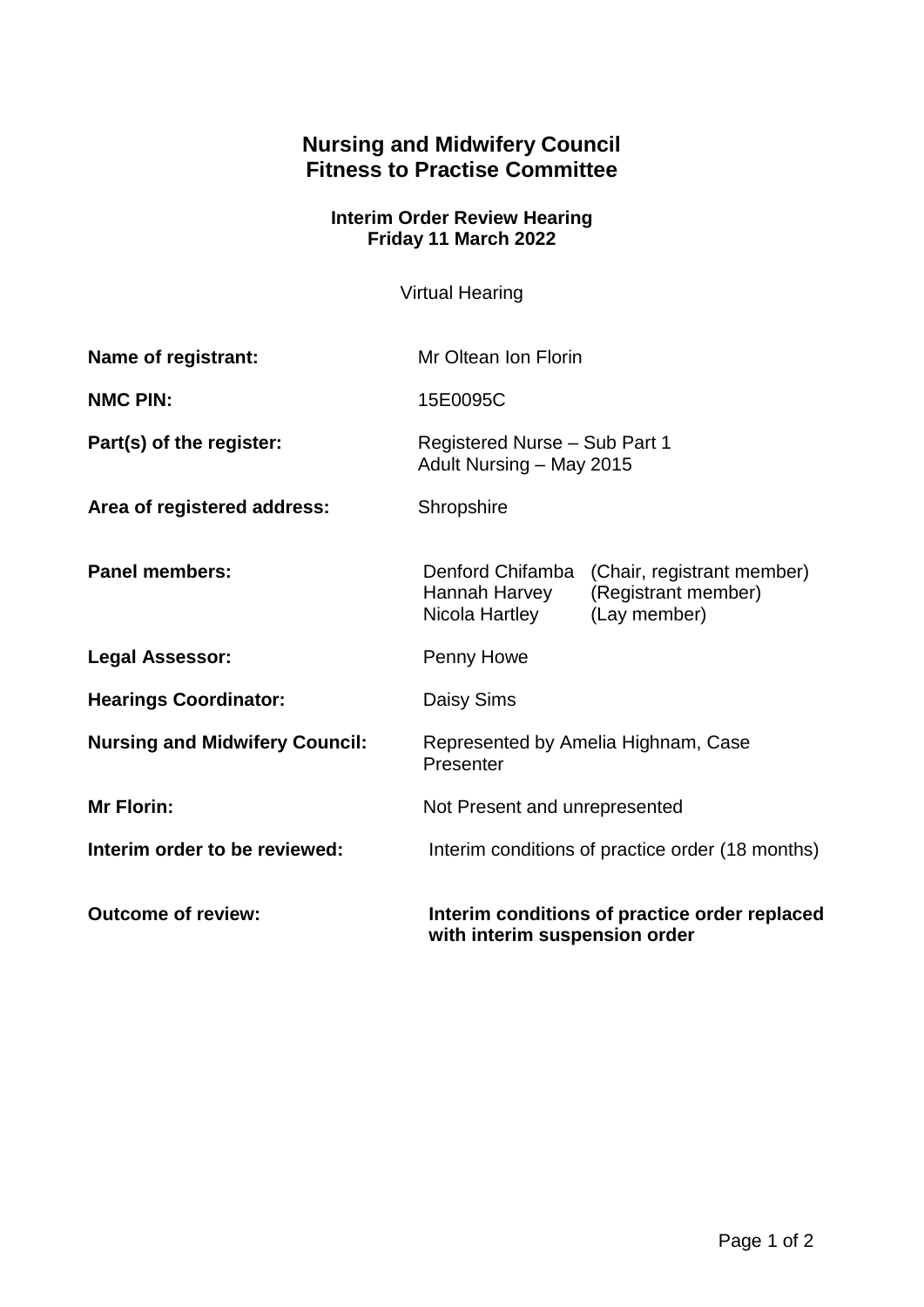# Nursing and Midwifery Council
# Fitness to Practise Committee

### Interim Order Review Hearing
### Friday 11 March 2022

Virtual Hearing

| | |
|---|---|
| **Name of registrant:** | Mr Oltean Ion Florin |
| **NMC PIN:** | 15E0095C |
| **Part(s) of the register:** | Registered Nurse – Sub Part 1<br>Adult Nursing – May 2015 |
| **Area of registered address:** | Shropshire |
| **Panel members:** | Denford Chifamba (Chair, registrant member)<br>Hannah Harvey (Registrant member)<br>Nicola Hartley (Lay member) |
| **Legal Assessor:** | Penny Howe |
| **Hearings Coordinator:** | Daisy Sims |
| **Nursing and Midwifery Council:** | Represented by Amelia Highnam, Case Presenter |
| **Mr Florin:** | Not Present and unrepresented |
| **Interim order to be reviewed:** | Interim conditions of practice order (18 months) |
| **Outcome of review:** | **Interim conditions of practice order replaced with interim suspension order** |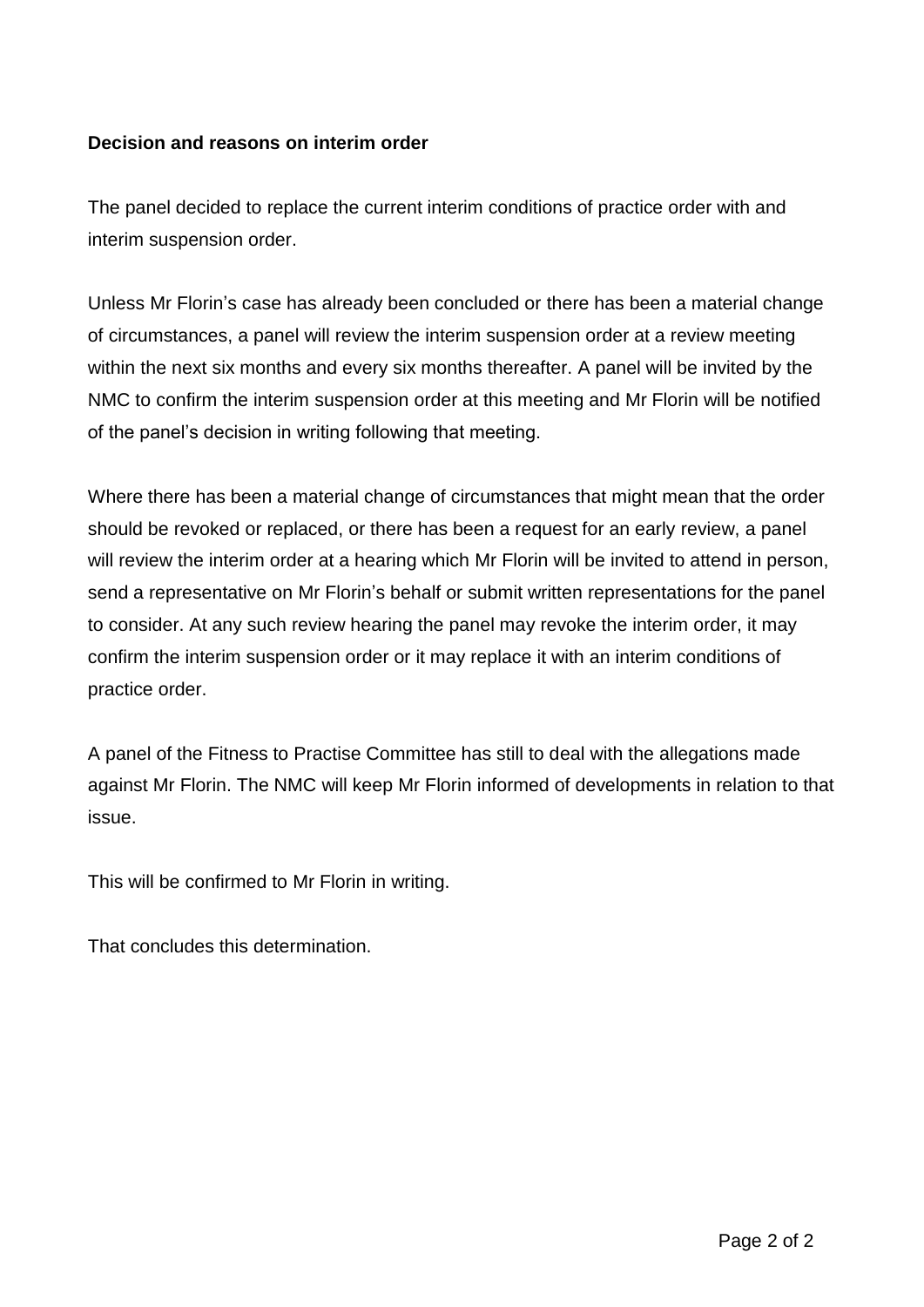**Decision and reasons on interim order**

The panel decided to replace the current interim conditions of practice order with and interim suspension order.

Unless Mr Florin's case has already been concluded or there has been a material change of circumstances, a panel will review the interim suspension order at a review meeting within the next six months and every six months thereafter. A panel will be invited by the NMC to confirm the interim suspension order at this meeting and Mr Florin will be notified of the panel's decision in writing following that meeting.

Where there has been a material change of circumstances that might mean that the order should be revoked or replaced, or there has been a request for an early review, a panel will review the interim order at a hearing which Mr Florin will be invited to attend in person, send a representative on Mr Florin's behalf or submit written representations for the panel to consider. At any such review hearing the panel may revoke the interim order, it may confirm the interim suspension order or it may replace it with an interim conditions of practice order.

A panel of the Fitness to Practise Committee has still to deal with the allegations made against Mr Florin. The NMC will keep Mr Florin informed of developments in relation to that issue.

This will be confirmed to Mr Florin in writing.

That concludes this determination.